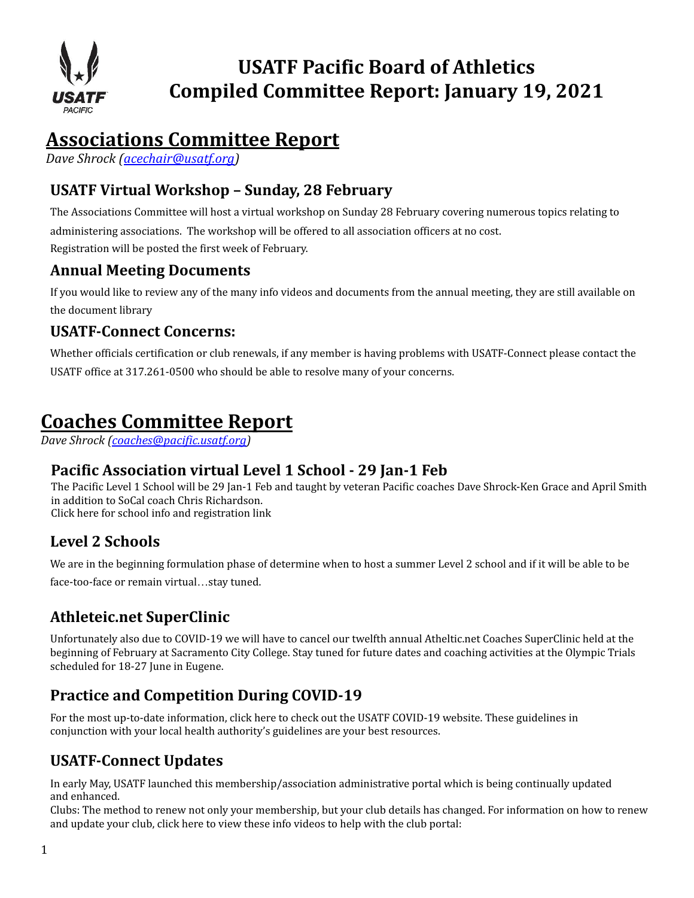# USATF Pacific Board of Athletics
# Compiled Committee Report: January 19, 2021

## Associations Committee Report

*Dave Shrock (acechair@usatf.org)*

### USATF Virtual Workshop – Sunday, 28 February

The Associations Committee will host a virtual workshop on Sunday 28 February covering numerous topics relating to administering associations. The workshop will be offered to all association officers at no cost.
Registration will be posted the first week of February.

### Annual Meeting Documents

If you would like to review any of the many info videos and documents from the annual meeting, they are still available on the document library

### USATF-Connect Concerns:

Whether officials certification or club renewals, if any member is having problems with USATF-Connect please contact the USATF office at 317.261-0500 who should be able to resolve many of your concerns.

## Coaches Committee Report

*Dave Shrock (coaches@pacific.usatf.org)*

### Pacific Association virtual Level 1 School - 29 Jan-1 Feb

The Pacific Level 1 School will be 29 Jan-1 Feb and taught by veteran Pacific coaches Dave Shrock-Ken Grace and April Smith in addition to SoCal coach Chris Richardson.
Click here for school info and registration link

### Level 2 Schools

We are in the beginning formulation phase of determine when to host a summer Level 2 school and if it will be able to be face-too-face or remain virtual…stay tuned.

### Athleteic.net SuperClinic

Unfortunately also due to COVID-19 we will have to cancel our twelfth annual Atheltic.net Coaches SuperClinic held at the beginning of February at Sacramento City College. Stay tuned for future dates and coaching activities at the Olympic Trials scheduled for 18-27 June in Eugene.

### Practice and Competition During COVID-19

For the most up-to-date information, click here to check out the USATF COVID-19 website. These guidelines in conjunction with your local health authority's guidelines are your best resources.

### USATF-Connect Updates

In early May, USATF launched this membership/association administrative portal which is being continually updated and enhanced.
Clubs: The method to renew not only your membership, but your club details has changed. For information on how to renew and update your club, click here to view these info videos to help with the club portal: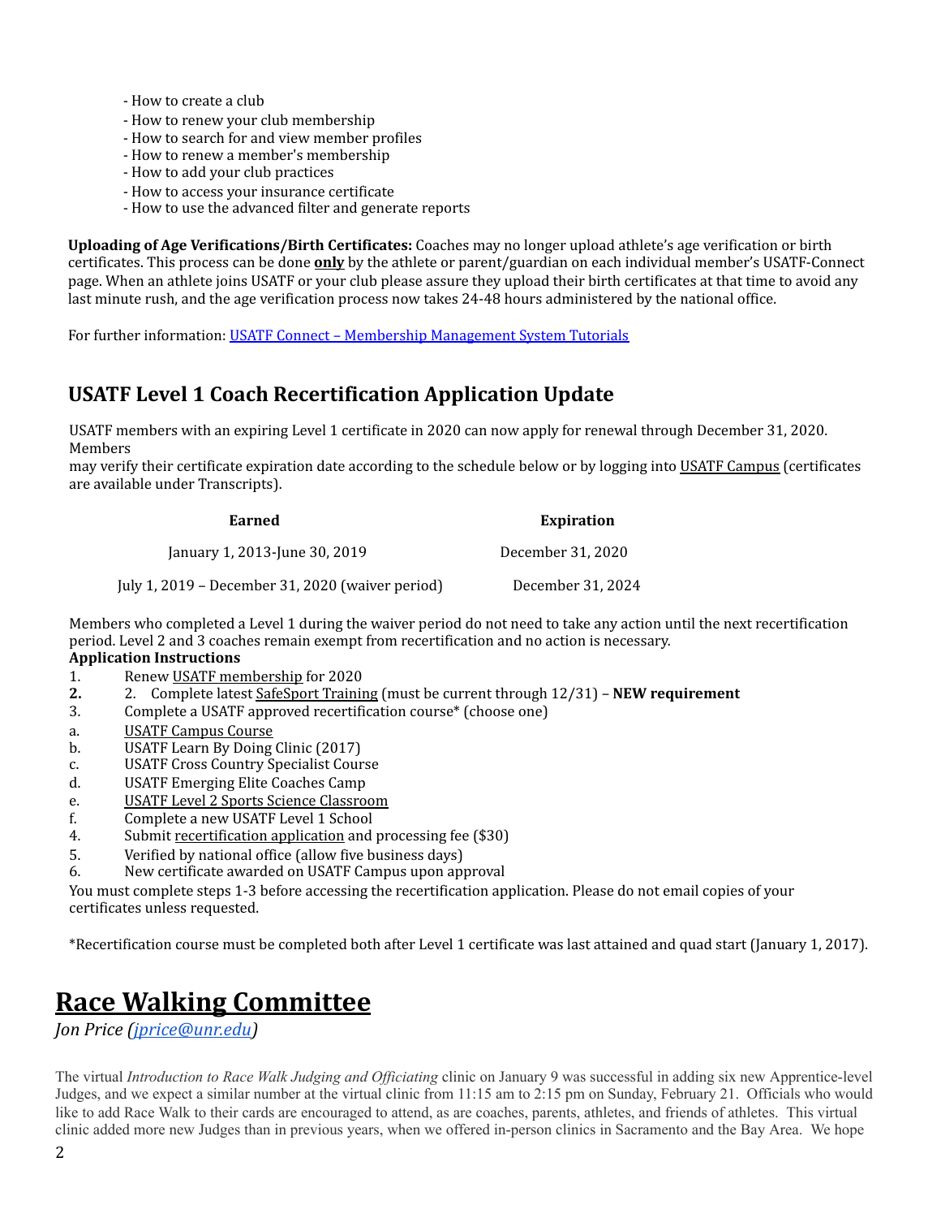- How to create a club
- How to renew your club membership
- How to search for and view member profiles
- How to renew a member's membership
- How to add your club practices
- How to access your insurance certificate
- How to use the advanced filter and generate reports

**Uploading of Age Verifications/Birth Certificates:** Coaches may no longer upload athlete's age verification or birth certificates. This process can be done **only** by the athlete or parent/guardian on each individual member's USATF-Connect page. When an athlete joins USATF or your club please assure they upload their birth certificates at that time to avoid any last minute rush, and the age verification process now takes 24-48 hours administered by the national office.

For further information: [USATF Connect – Membership Management System Tutorials]()

## USATF Level 1 Coach Recertification Application Update

USATF members with an expiring Level 1 certificate in 2020 can now apply for renewal through December 31, 2020. Members
may verify their certificate expiration date according to the schedule below or by logging into USATF Campus (certificates are available under Transcripts).

| Earned | Expiration |
|---|---|
| January 1, 2013-June 30, 2019 | December 31, 2020 |
| July 1, 2019 – December 31, 2020 (waiver period) | December 31, 2024 |

Members who completed a Level 1 during the waiver period do not need to take any action until the next recertification period. Level 2 and 3 coaches remain exempt from recertification and no action is necessary.

**Application Instructions**

1. Renew USATF membership for 2020
2. Complete latest SafeSport Training (must be current through 12/31) – **NEW requirement**
3. Complete a USATF approved recertification course* (choose one)
   a. USATF Campus Course
   b. USATF Learn By Doing Clinic (2017)
   c. USATF Cross Country Specialist Course
   d. USATF Emerging Elite Coaches Camp
   e. USATF Level 2 Sports Science Classroom
   f. Complete a new USATF Level 1 School
4. Submit recertification application and processing fee ($30)
5. Verified by national office (allow five business days)
6. New certificate awarded on USATF Campus upon approval

You must complete steps 1-3 before accessing the recertification application. Please do not email copies of your certificates unless requested.

*Recertification course must be completed both after Level 1 certificate was last attained and quad start (January 1, 2017).

# Race Walking Committee

*Jon Price ([jprice@unr.edu](mailto:jprice@unr.edu))*

The virtual *Introduction to Race Walk Judging and Officiating* clinic on January 9 was successful in adding six new Apprentice-level Judges, and we expect a similar number at the virtual clinic from 11:15 am to 2:15 pm on Sunday, February 21. Officials who would like to add Race Walk to their cards are encouraged to attend, as are coaches, parents, athletes, and friends of athletes. This virtual clinic added more new Judges than in previous years, when we offered in-person clinics in Sacramento and the Bay Area. We hope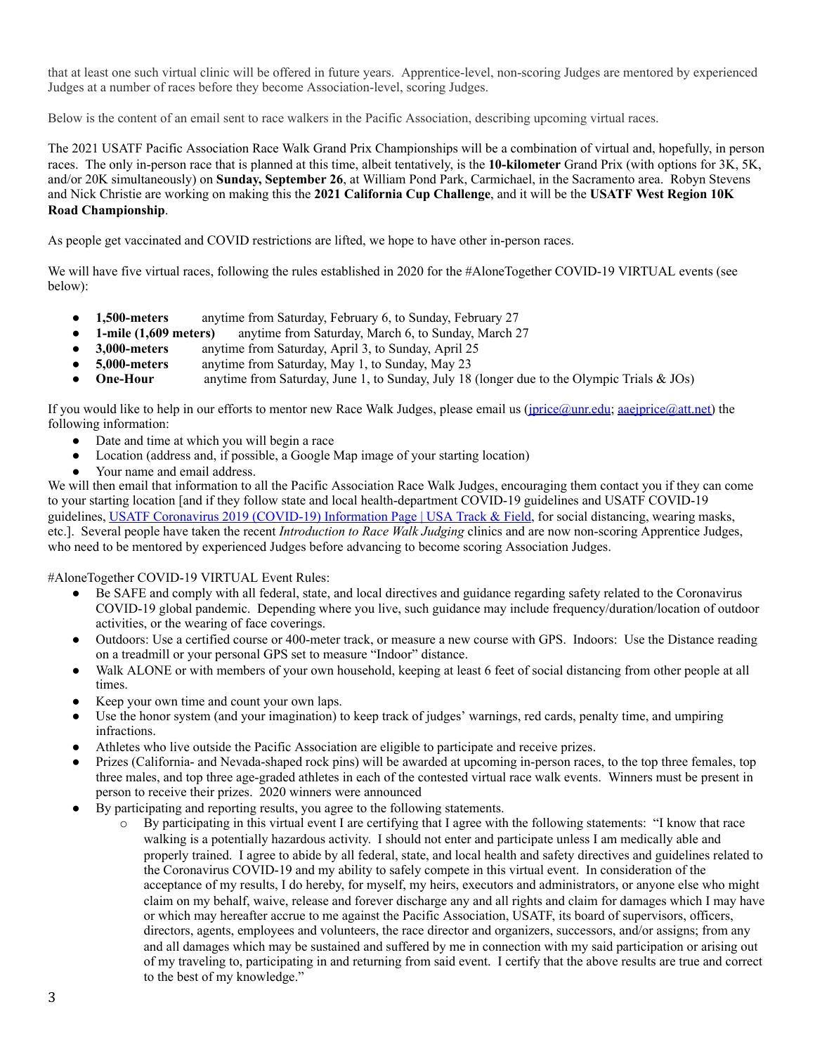that at least one such virtual clinic will be offered in future years. Apprentice-level, non-scoring Judges are mentored by experienced Judges at a number of races before they become Association-level, scoring Judges.

Below is the content of an email sent to race walkers in the Pacific Association, describing upcoming virtual races.

The 2021 USATF Pacific Association Race Walk Grand Prix Championships will be a combination of virtual and, hopefully, in person races. The only in-person race that is planned at this time, albeit tentatively, is the **10-kilometer** Grand Prix (with options for 3K, 5K, and/or 20K simultaneously) on **Sunday, September 26**, at William Pond Park, Carmichael, in the Sacramento area. Robyn Stevens and Nick Christie are working on making this the **2021 California Cup Challenge**, and it will be the **USATF West Region 10K Road Championship**.

As people get vaccinated and COVID restrictions are lifted, we hope to have other in-person races.

We will have five virtual races, following the rules established in 2020 for the #AloneTogether COVID-19 VIRTUAL events (see below):

- **1,500-meters** anytime from Saturday, February 6, to Sunday, February 27
- **1-mile (1,609 meters)** anytime from Saturday, March 6, to Sunday, March 27
- **3,000-meters** anytime from Saturday, April 3, to Sunday, April 25
- **5,000-meters** anytime from Saturday, May 1, to Sunday, May 23
- **One-Hour** anytime from Saturday, June 1, to Sunday, July 18 (longer due to the Olympic Trials & JOs)

If you would like to help in our efforts to mentor new Race Walk Judges, please email us (jprice@unr.edu; aaejprice@att.net) the following information:

- Date and time at which you will begin a race
- Location (address and, if possible, a Google Map image of your starting location)
- Your name and email address.

We will then email that information to all the Pacific Association Race Walk Judges, encouraging them contact you if they can come to your starting location [and if they follow state and local health-department COVID-19 guidelines and USATF COVID-19 guidelines, USATF Coronavirus 2019 (COVID-19) Information Page | USA Track & Field, for social distancing, wearing masks, etc.]. Several people have taken the recent *Introduction to Race Walk Judging* clinics and are now non-scoring Apprentice Judges, who need to be mentored by experienced Judges before advancing to become scoring Association Judges.

#AloneTogether COVID-19 VIRTUAL Event Rules:

- Be SAFE and comply with all federal, state, and local directives and guidance regarding safety related to the Coronavirus COVID-19 global pandemic. Depending where you live, such guidance may include frequency/duration/location of outdoor activities, or the wearing of face coverings.
- Outdoors: Use a certified course or 400-meter track, or measure a new course with GPS. Indoors: Use the Distance reading on a treadmill or your personal GPS set to measure "Indoor" distance.
- Walk ALONE or with members of your own household, keeping at least 6 feet of social distancing from other people at all times.
- Keep your own time and count your own laps.
- Use the honor system (and your imagination) to keep track of judges' warnings, red cards, penalty time, and umpiring infractions.
- Athletes who live outside the Pacific Association are eligible to participate and receive prizes.
- Prizes (California- and Nevada-shaped rock pins) will be awarded at upcoming in-person races, to the top three females, top three males, and top three age-graded athletes in each of the contested virtual race walk events. Winners must be present in person to receive their prizes. 2020 winners were announced
- By participating and reporting results, you agree to the following statements.
  - By participating in this virtual event I are certifying that I agree with the following statements: "I know that race walking is a potentially hazardous activity. I should not enter and participate unless I am medically able and properly trained. I agree to abide by all federal, state, and local health and safety directives and guidelines related to the Coronavirus COVID-19 and my ability to safely compete in this virtual event. In consideration of the acceptance of my results, I do hereby, for myself, my heirs, executors and administrators, or anyone else who might claim on my behalf, waive, release and forever discharge any and all rights and claim for damages which I may have or which may hereafter accrue to me against the Pacific Association, USATF, its board of supervisors, officers, directors, agents, employees and volunteers, the race director and organizers, successors, and/or assigns; from any and all damages which may be sustained and suffered by me in connection with my said participation or arising out of my traveling to, participating in and returning from said event. I certify that the above results are true and correct to the best of my knowledge."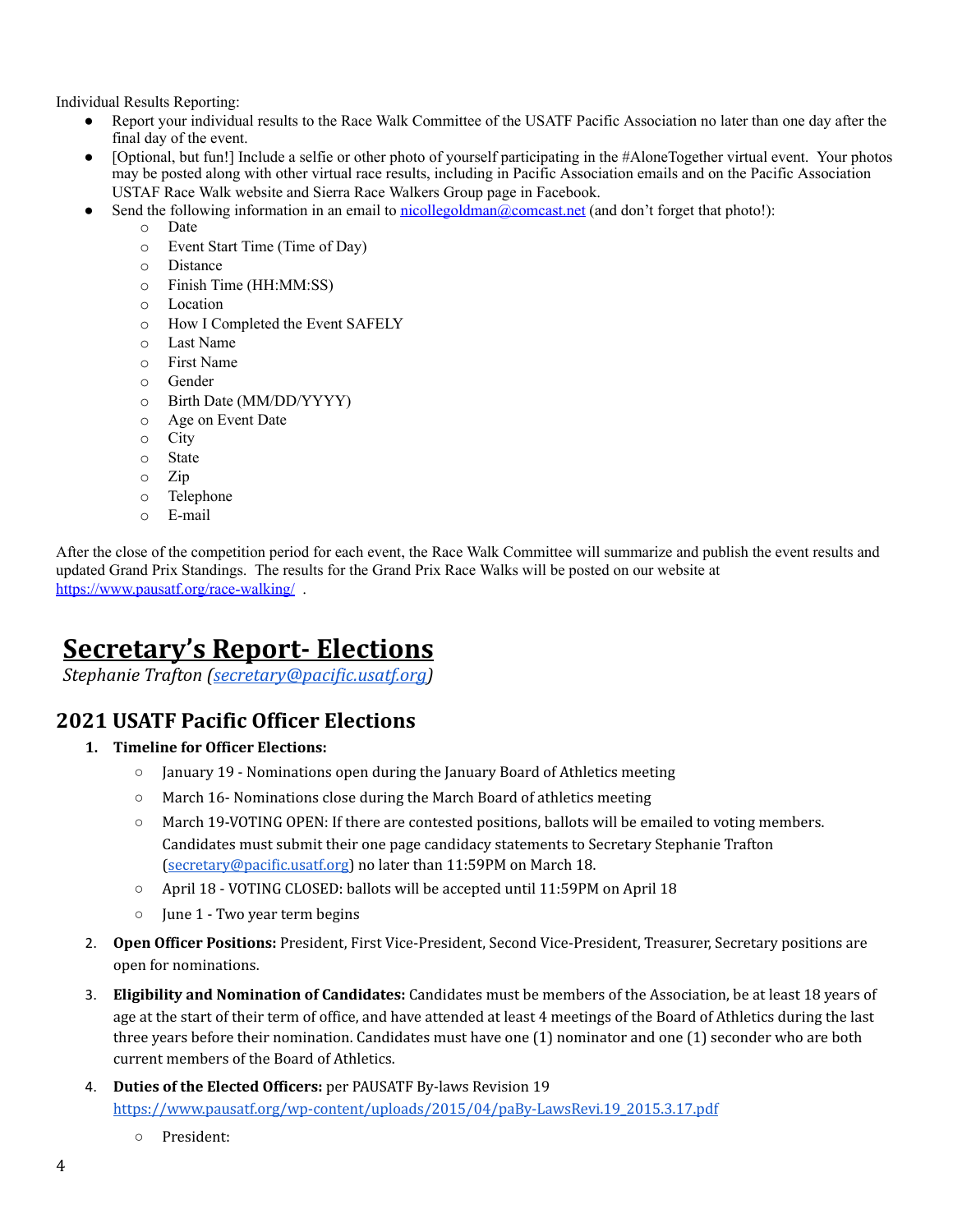Individual Results Reporting:

- Report your individual results to the Race Walk Committee of the USATF Pacific Association no later than one day after the final day of the event.
- [Optional, but fun!] Include a selfie or other photo of yourself participating in the #AloneTogether virtual event. Your photos may be posted along with other virtual race results, including in Pacific Association emails and on the Pacific Association USTAF Race Walk website and Sierra Race Walkers Group page in Facebook.
- Send the following information in an email to nicollegoldman@comcast.net (and don't forget that photo!):
    - Date
    - Event Start Time (Time of Day)
    - Distance
    - Finish Time (HH:MM:SS)
    - Location
    - How I Completed the Event SAFELY
    - Last Name
    - First Name
    - Gender
    - Birth Date (MM/DD/YYYY)
    - Age on Event Date
    - City
    - State
    - Zip
    - Telephone
    - E-mail

After the close of the competition period for each event, the Race Walk Committee will summarize and publish the event results and updated Grand Prix Standings. The results for the Grand Prix Race Walks will be posted on our website at https://www.pausatf.org/race-walking/ .

# Secretary's Report- Elections

*Stephanie Trafton (secretary@pacific.usatf.org)*

## 2021 USATF Pacific Officer Elections

1. **Timeline for Officer Elections:**
    - January 19 - Nominations open during the January Board of Athletics meeting
    - March 16- Nominations close during the March Board of athletics meeting
    - March 19-VOTING OPEN: If there are contested positions, ballots will be emailed to voting members. Candidates must submit their one page candidacy statements to Secretary Stephanie Trafton (secretary@pacific.usatf.org) no later than 11:59PM on March 18.
    - April 18 - VOTING CLOSED: ballots will be accepted until 11:59PM on April 18
    - June 1 - Two year term begins
2. **Open Officer Positions:** President, First Vice-President, Second Vice-President, Treasurer, Secretary positions are open for nominations.
3. **Eligibility and Nomination of Candidates:** Candidates must be members of the Association, be at least 18 years of age at the start of their term of office, and have attended at least 4 meetings of the Board of Athletics during the last three years before their nomination. Candidates must have one (1) nominator and one (1) seconder who are both current members of the Board of Athletics.
4. **Duties of the Elected Officers:** per PAUSATF By-laws Revision 19 https://www.pausatf.org/wp-content/uploads/2015/04/paBy-LawsRevi.19_2015.3.17.pdf
    - President: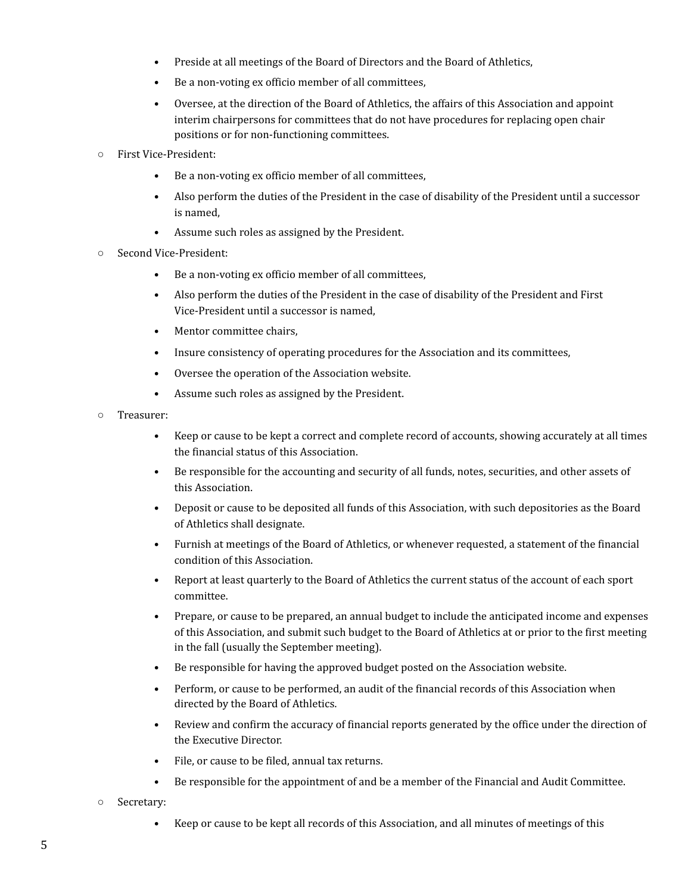- Preside at all meetings of the Board of Directors and the Board of Athletics,
        - Be a non-voting ex officio member of all committees,
        - Oversee, at the direction of the Board of Athletics, the affairs of this Association and appoint interim chairpersons for committees that do not have procedures for replacing open chair positions or for non-functioning committees.
    - First Vice-President:
        - Be a non-voting ex officio member of all committees,
        - Also perform the duties of the President in the case of disability of the President until a successor is named,
        - Assume such roles as assigned by the President.
    - Second Vice-President:
        - Be a non-voting ex officio member of all committees,
        - Also perform the duties of the President in the case of disability of the President and First Vice-President until a successor is named,
        - Mentor committee chairs,
        - Insure consistency of operating procedures for the Association and its committees,
        - Oversee the operation of the Association website.
        - Assume such roles as assigned by the President.
    - Treasurer:
        - Keep or cause to be kept a correct and complete record of accounts, showing accurately at all times the financial status of this Association.
        - Be responsible for the accounting and security of all funds, notes, securities, and other assets of this Association.
        - Deposit or cause to be deposited all funds of this Association, with such depositories as the Board of Athletics shall designate.
        - Furnish at meetings of the Board of Athletics, or whenever requested, a statement of the financial condition of this Association.
        - Report at least quarterly to the Board of Athletics the current status of the account of each sport committee.
        - Prepare, or cause to be prepared, an annual budget to include the anticipated income and expenses of this Association, and submit such budget to the Board of Athletics at or prior to the first meeting in the fall (usually the September meeting).
        - Be responsible for having the approved budget posted on the Association website.
        - Perform, or cause to be performed, an audit of the financial records of this Association when directed by the Board of Athletics.
        - Review and confirm the accuracy of financial reports generated by the office under the direction of the Executive Director.
        - File, or cause to be filed, annual tax returns.
        - Be responsible for the appointment of and be a member of the Financial and Audit Committee.
    - Secretary:
        - Keep or cause to be kept all records of this Association, and all minutes of meetings of this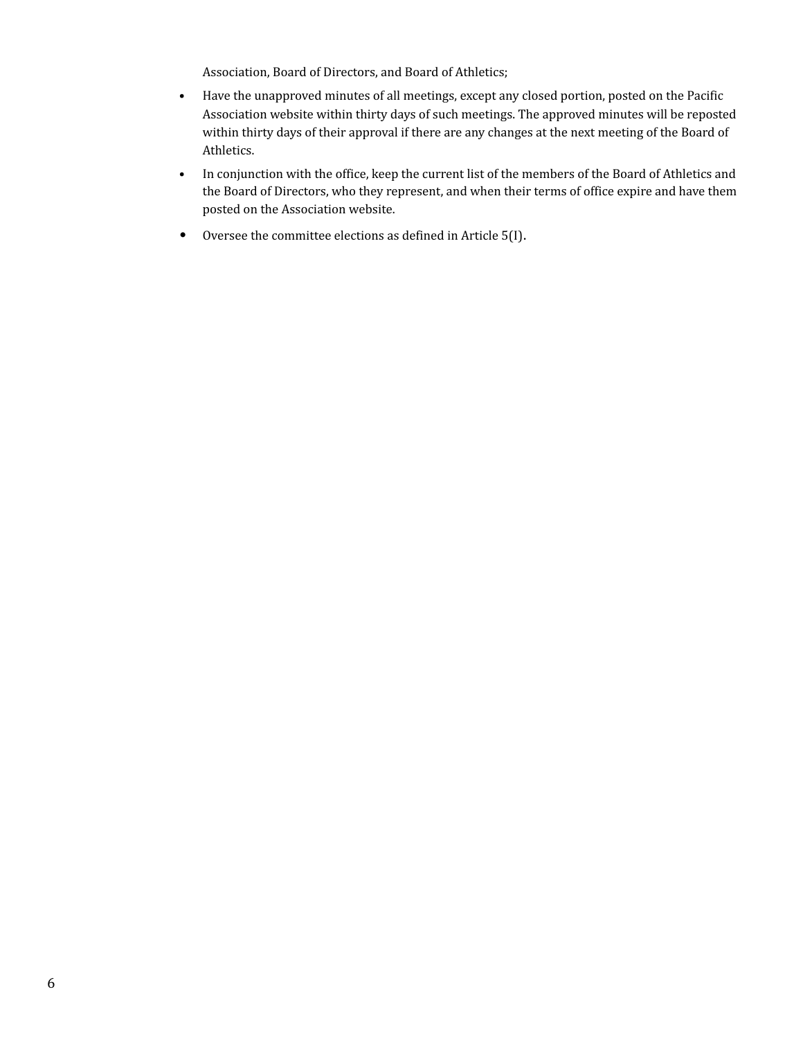Association, Board of Directors, and Board of Athletics;

- Have the unapproved minutes of all meetings, except any closed portion, posted on the Pacific Association website within thirty days of such meetings. The approved minutes will be reposted within thirty days of their approval if there are any changes at the next meeting of the Board of Athletics.
- In conjunction with the office, keep the current list of the members of the Board of Athletics and the Board of Directors, who they represent, and when their terms of office expire and have them posted on the Association website.
- Oversee the committee elections as defined in Article 5(I).